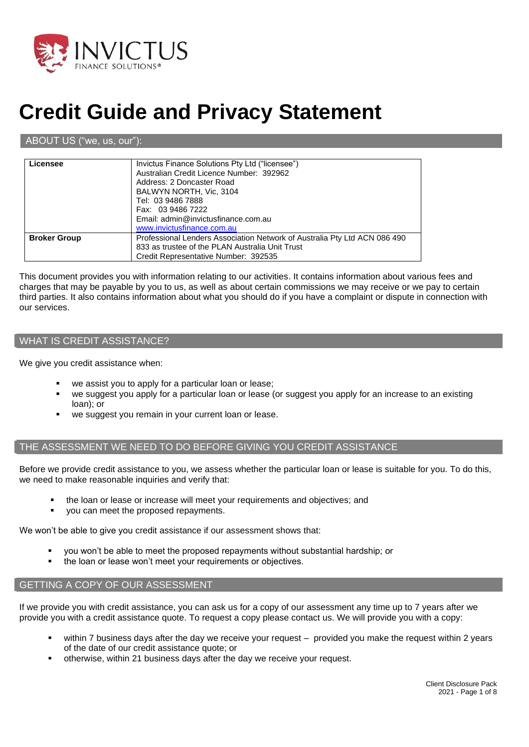# Credit Guide and Privacy Statement

## ABOUT US ("we, us, our"):

| | |
|---|---|
| **Licensee** | Invictus Finance Solutions Pty Ltd ("licensee")<br>Australian Credit Licence Number: 392962<br>Address: 2 Doncaster Road<br>BALWYN NORTH, Vic, 3104<br>Tel: 03 9486 7888<br>Fax: 03 9486 7222<br>Email: admin@invictusfinance.com.au<br>www.invictusfinance.com.au |
| **Broker Group** | Professional Lenders Association Network of Australia Pty Ltd ACN 086 490 833 as trustee of the PLAN Australia Unit Trust<br>Credit Representative Number: 392535 |

This document provides you with information relating to our activities. It contains information about various fees and charges that may be payable by you to us, as well as about certain commissions we may receive or we pay to certain third parties. It also contains information about what you should do if you have a complaint or dispute in connection with our services.

## WHAT IS CREDIT ASSISTANCE?

We give you credit assistance when:

- we assist you to apply for a particular loan or lease;
- we suggest you apply for a particular loan or lease (or suggest you apply for an increase to an existing loan); or
- we suggest you remain in your current loan or lease.

## THE ASSESSMENT WE NEED TO DO BEFORE GIVING YOU CREDIT ASSISTANCE

Before we provide credit assistance to you, we assess whether the particular loan or lease is suitable for you. To do this, we need to make reasonable inquiries and verify that:

- the loan or lease or increase will meet your requirements and objectives; and
- you can meet the proposed repayments.

We won't be able to give you credit assistance if our assessment shows that:

- you won't be able to meet the proposed repayments without substantial hardship; or
- the loan or lease won't meet your requirements or objectives.

## GETTING A COPY OF OUR ASSESSMENT

If we provide you with credit assistance, you can ask us for a copy of our assessment any time up to 7 years after we provide you with a credit assistance quote. To request a copy please contact us. We will provide you with a copy:

- within 7 business days after the day we receive your request – provided you make the request within 2 years of the date of our credit assistance quote; or
- otherwise, within 21 business days after the day we receive your request.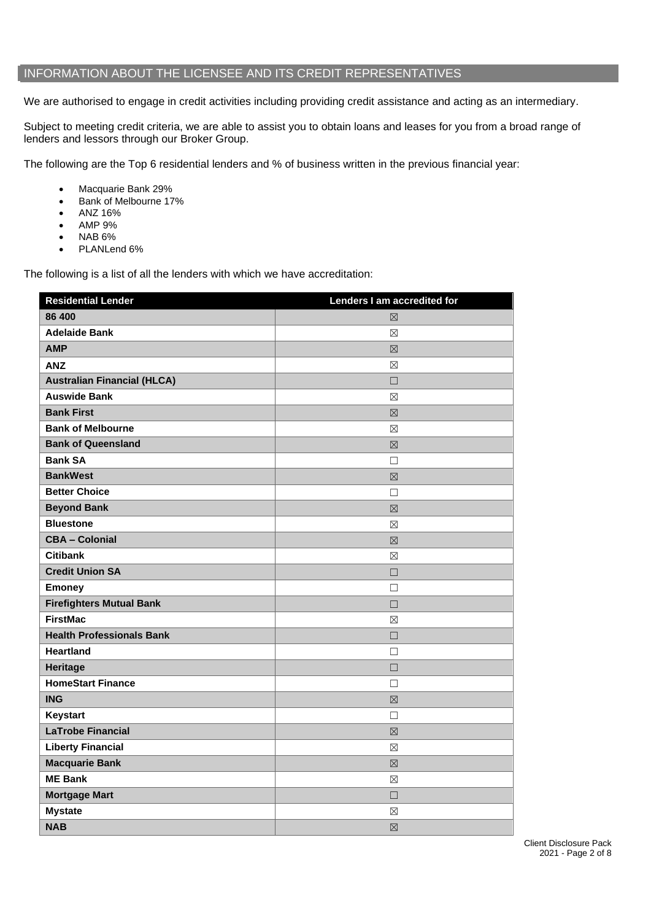## INFORMATION ABOUT THE LICENSEE AND ITS CREDIT REPRESENTATIVES

We are authorised to engage in credit activities including providing credit assistance and acting as an intermediary.

Subject to meeting credit criteria, we are able to assist you to obtain loans and leases for you from a broad range of lenders and lessors through our Broker Group.

The following are the Top 6 residential lenders and % of business written in the previous financial year:

- Macquarie Bank 29%
- Bank of Melbourne 17%
- ANZ 16%
- AMP 9%
- NAB 6%
- PLANLend 6%

The following is a list of all the lenders with which we have accreditation:

| Residential Lender | Lenders I am accredited for |
|---|---|
| **86 400** | ☒ |
| **Adelaide Bank** | ☒ |
| **AMP** | ☒ |
| **ANZ** | ☒ |
| **Australian Financial (HLCA)** | ☐ |
| **Auswide Bank** | ☒ |
| **Bank First** | ☒ |
| **Bank of Melbourne** | ☒ |
| **Bank of Queensland** | ☒ |
| **Bank SA** | ☐ |
| **BankWest** | ☒ |
| **Better Choice** | ☐ |
| **Beyond Bank** | ☒ |
| **Bluestone** | ☒ |
| **CBA – Colonial** | ☒ |
| **Citibank** | ☒ |
| **Credit Union SA** | ☐ |
| **Emoney** | ☐ |
| **Firefighters Mutual Bank** | ☐ |
| **FirstMac** | ☒ |
| **Health Professionals Bank** | ☐ |
| **Heartland** | ☐ |
| **Heritage** | ☐ |
| **HomeStart Finance** | ☐ |
| **ING** | ☒ |
| **Keystart** | ☐ |
| **LaTrobe Financial** | ☒ |
| **Liberty Financial** | ☒ |
| **Macquarie Bank** | ☒ |
| **ME Bank** | ☒ |
| **Mortgage Mart** | ☐ |
| **Mystate** | ☒ |
| **NAB** | ☒ |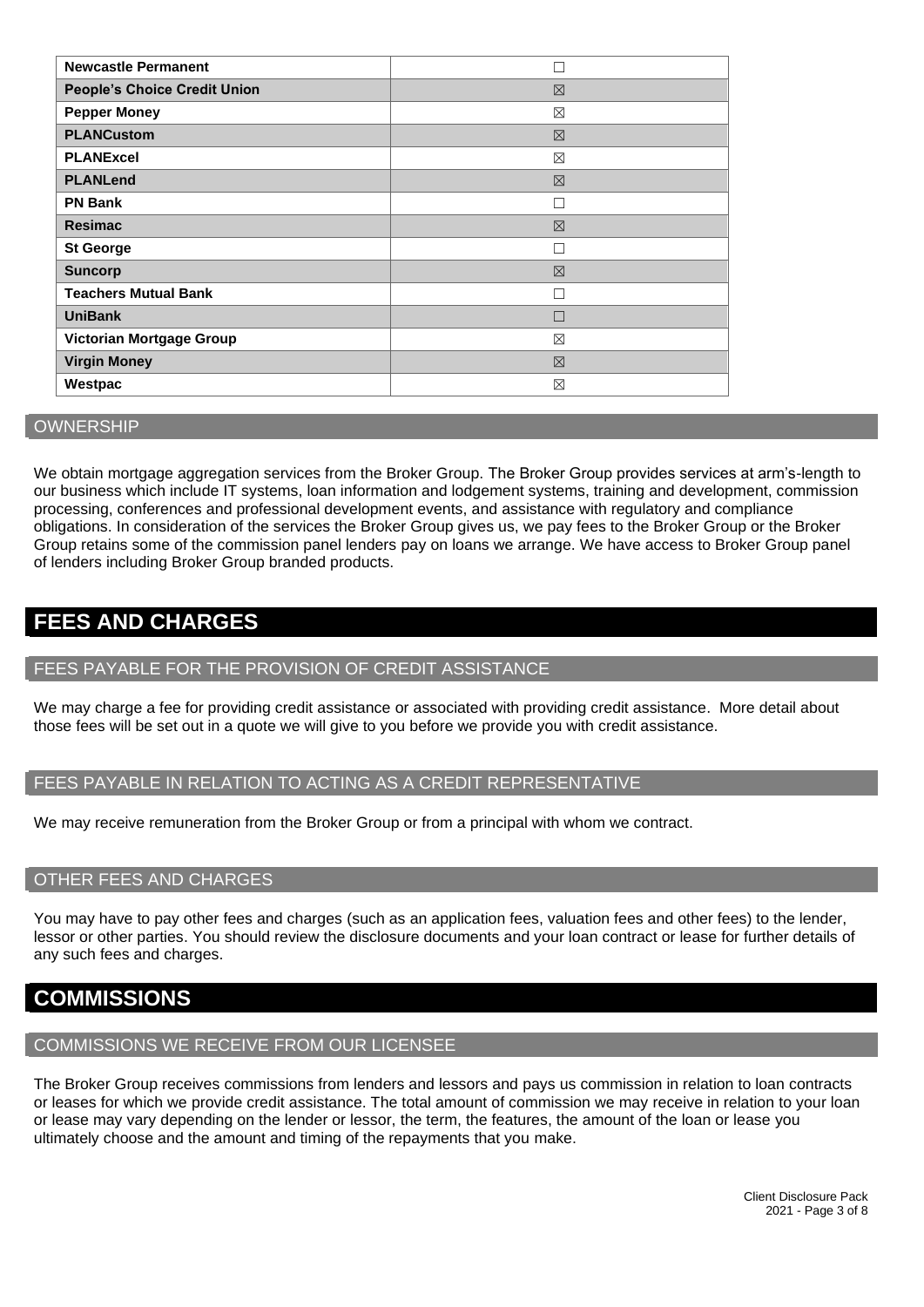| | |
|---|---|
| **Newcastle Permanent** | ☐ |
| **People's Choice Credit Union** | ☒ |
| **Pepper Money** | ☒ |
| **PLANCustom** | ☒ |
| **PLANExcel** | ☒ |
| **PLANLend** | ☒ |
| **PN Bank** | ☐ |
| **Resimac** | ☒ |
| **St George** | ☐ |
| **Suncorp** | ☒ |
| **Teachers Mutual Bank** | ☐ |
| **UniBank** | ☐ |
| **Victorian Mortgage Group** | ☒ |
| **Virgin Money** | ☒ |
| **Westpac** | ☒ |

### OWNERSHIP

We obtain mortgage aggregation services from the Broker Group. The Broker Group provides services at arm's-length to our business which include IT systems, loan information and lodgement systems, training and development, commission processing, conferences and professional development events, and assistance with regulatory and compliance obligations. In consideration of the services the Broker Group gives us, we pay fees to the Broker Group or the Broker Group retains some of the commission panel lenders pay on loans we arrange. We have access to Broker Group panel of lenders including Broker Group branded products.

## FEES AND CHARGES

### FEES PAYABLE FOR THE PROVISION OF CREDIT ASSISTANCE

We may charge a fee for providing credit assistance or associated with providing credit assistance. More detail about those fees will be set out in a quote we will give to you before we provide you with credit assistance.

### FEES PAYABLE IN RELATION TO ACTING AS A CREDIT REPRESENTATIVE

We may receive remuneration from the Broker Group or from a principal with whom we contract.

### OTHER FEES AND CHARGES

You may have to pay other fees and charges (such as an application fees, valuation fees and other fees) to the lender, lessor or other parties. You should review the disclosure documents and your loan contract or lease for further details of any such fees and charges.

## COMMISSIONS

### COMMISSIONS WE RECEIVE FROM OUR LICENSEE

The Broker Group receives commissions from lenders and lessors and pays us commission in relation to loan contracts or leases for which we provide credit assistance. The total amount of commission we may receive in relation to your loan or lease may vary depending on the lender or lessor, the term, the features, the amount of the loan or lease you ultimately choose and the amount and timing of the repayments that you make.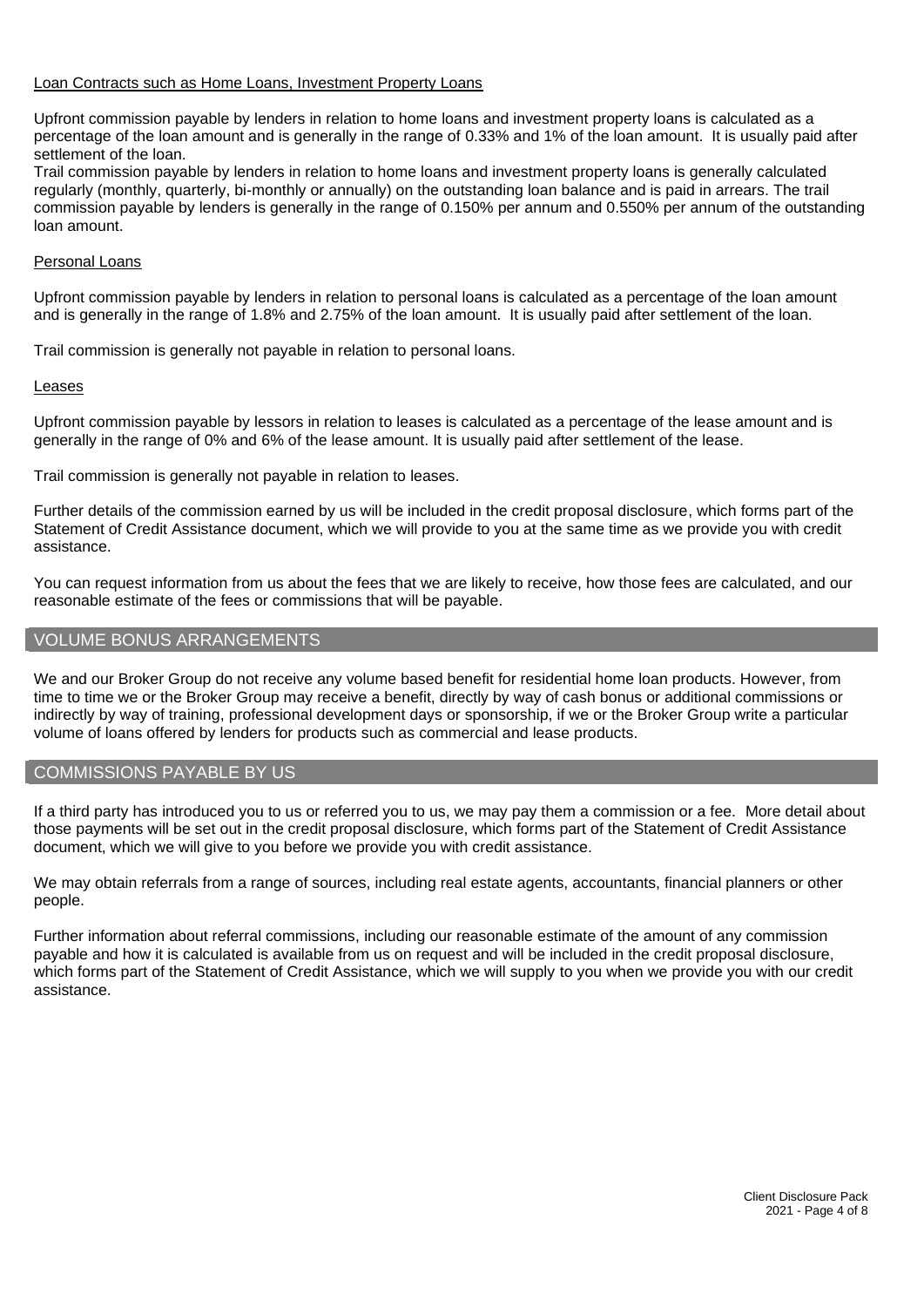Loan Contracts such as Home Loans, Investment Property Loans

Upfront commission payable by lenders in relation to home loans and investment property loans is calculated as a percentage of the loan amount and is generally in the range of 0.33% and 1% of the loan amount. It is usually paid after settlement of the loan.
Trail commission payable by lenders in relation to home loans and investment property loans is generally calculated regularly (monthly, quarterly, bi-monthly or annually) on the outstanding loan balance and is paid in arrears. The trail commission payable by lenders is generally in the range of 0.150% per annum and 0.550% per annum of the outstanding loan amount.

Personal Loans

Upfront commission payable by lenders in relation to personal loans is calculated as a percentage of the loan amount and is generally in the range of 1.8% and 2.75% of the loan amount. It is usually paid after settlement of the loan.

Trail commission is generally not payable in relation to personal loans.

Leases

Upfront commission payable by lessors in relation to leases is calculated as a percentage of the lease amount and is generally in the range of 0% and 6% of the lease amount. It is usually paid after settlement of the lease.

Trail commission is generally not payable in relation to leases.

Further details of the commission earned by us will be included in the credit proposal disclosure, which forms part of the Statement of Credit Assistance document, which we will provide to you at the same time as we provide you with credit assistance.

You can request information from us about the fees that we are likely to receive, how those fees are calculated, and our reasonable estimate of the fees or commissions that will be payable.

## VOLUME BONUS ARRANGEMENTS

We and our Broker Group do not receive any volume based benefit for residential home loan products. However, from time to time we or the Broker Group may receive a benefit, directly by way of cash bonus or additional commissions or indirectly by way of training, professional development days or sponsorship, if we or the Broker Group write a particular volume of loans offered by lenders for products such as commercial and lease products.

## COMMISSIONS PAYABLE BY US

If a third party has introduced you to us or referred you to us, we may pay them a commission or a fee. More detail about those payments will be set out in the credit proposal disclosure, which forms part of the Statement of Credit Assistance document, which we will give to you before we provide you with credit assistance.

We may obtain referrals from a range of sources, including real estate agents, accountants, financial planners or other people.

Further information about referral commissions, including our reasonable estimate of the amount of any commission payable and how it is calculated is available from us on request and will be included in the credit proposal disclosure, which forms part of the Statement of Credit Assistance, which we will supply to you when we provide you with our credit assistance.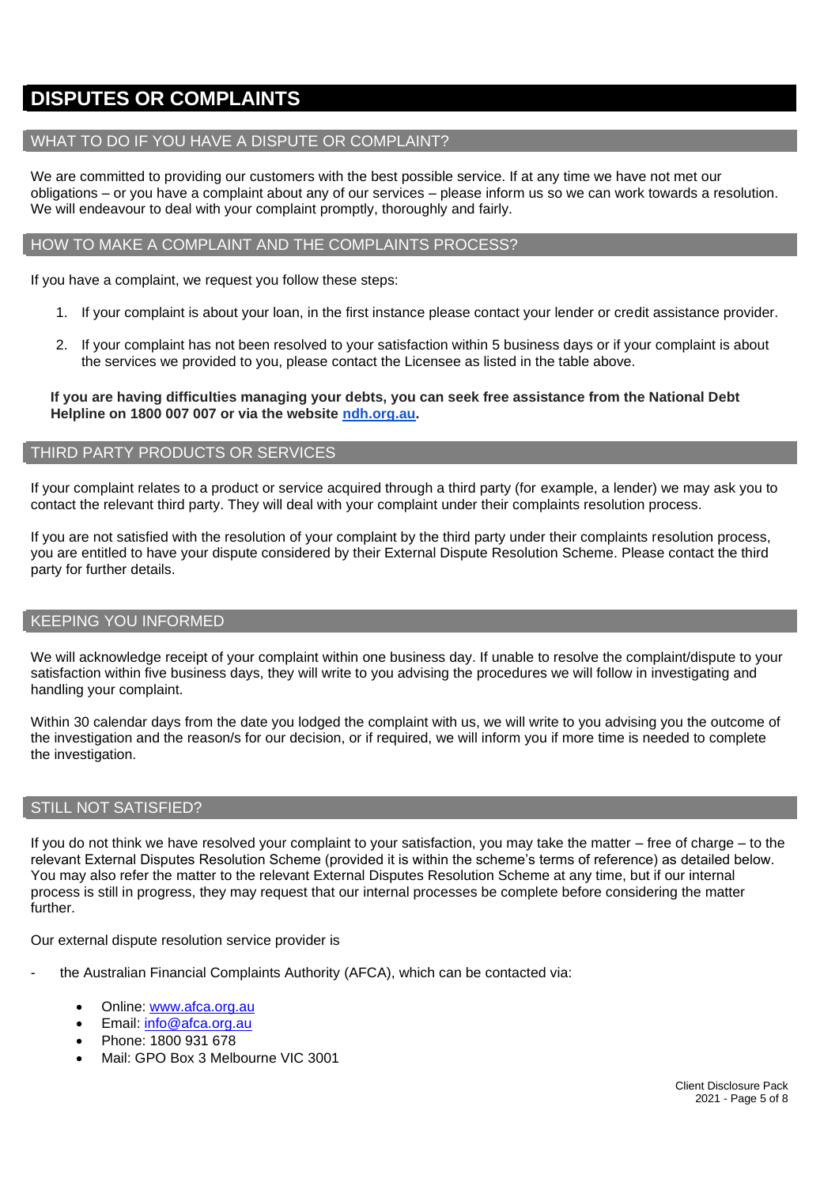# DISPUTES OR COMPLAINTS

## WHAT TO DO IF YOU HAVE A DISPUTE OR COMPLAINT?

We are committed to providing our customers with the best possible service. If at any time we have not met our obligations – or you have a complaint about any of our services – please inform us so we can work towards a resolution. We will endeavour to deal with your complaint promptly, thoroughly and fairly.

## HOW TO MAKE A COMPLAINT AND THE COMPLAINTS PROCESS?

If you have a complaint, we request you follow these steps:

1. If your complaint is about your loan, in the first instance please contact your lender or credit assistance provider.
2. If your complaint has not been resolved to your satisfaction within 5 business days or if your complaint is about the services we provided to you, please contact the Licensee as listed in the table above.

**If you are having difficulties managing your debts, you can seek free assistance from the National Debt Helpline on 1800 007 007 or via the website [ndh.org.au](ndh.org.au).**

## THIRD PARTY PRODUCTS OR SERVICES

If your complaint relates to a product or service acquired through a third party (for example, a lender) we may ask you to contact the relevant third party. They will deal with your complaint under their complaints resolution process.

If you are not satisfied with the resolution of your complaint by the third party under their complaints resolution process, you are entitled to have your dispute considered by their External Dispute Resolution Scheme. Please contact the third party for further details.

## KEEPING YOU INFORMED

We will acknowledge receipt of your complaint within one business day. If unable to resolve the complaint/dispute to your satisfaction within five business days, they will write to you advising the procedures we will follow in investigating and handling your complaint.

Within 30 calendar days from the date you lodged the complaint with us, we will write to you advising you the outcome of the investigation and the reason/s for our decision, or if required, we will inform you if more time is needed to complete the investigation.

## STILL NOT SATISFIED?

If you do not think we have resolved your complaint to your satisfaction, you may take the matter – free of charge – to the relevant External Disputes Resolution Scheme (provided it is within the scheme's terms of reference) as detailed below. You may also refer the matter to the relevant External Disputes Resolution Scheme at any time, but if our internal process is still in progress, they may request that our internal processes be complete before considering the matter further.

Our external dispute resolution service provider is

- the Australian Financial Complaints Authority (AFCA), which can be contacted via:
    - Online: [www.afca.org.au](www.afca.org.au)
    - Email: [info@afca.org.au](mailto:info@afca.org.au)
    - Phone: 1800 931 678
    - Mail: GPO Box 3 Melbourne VIC 3001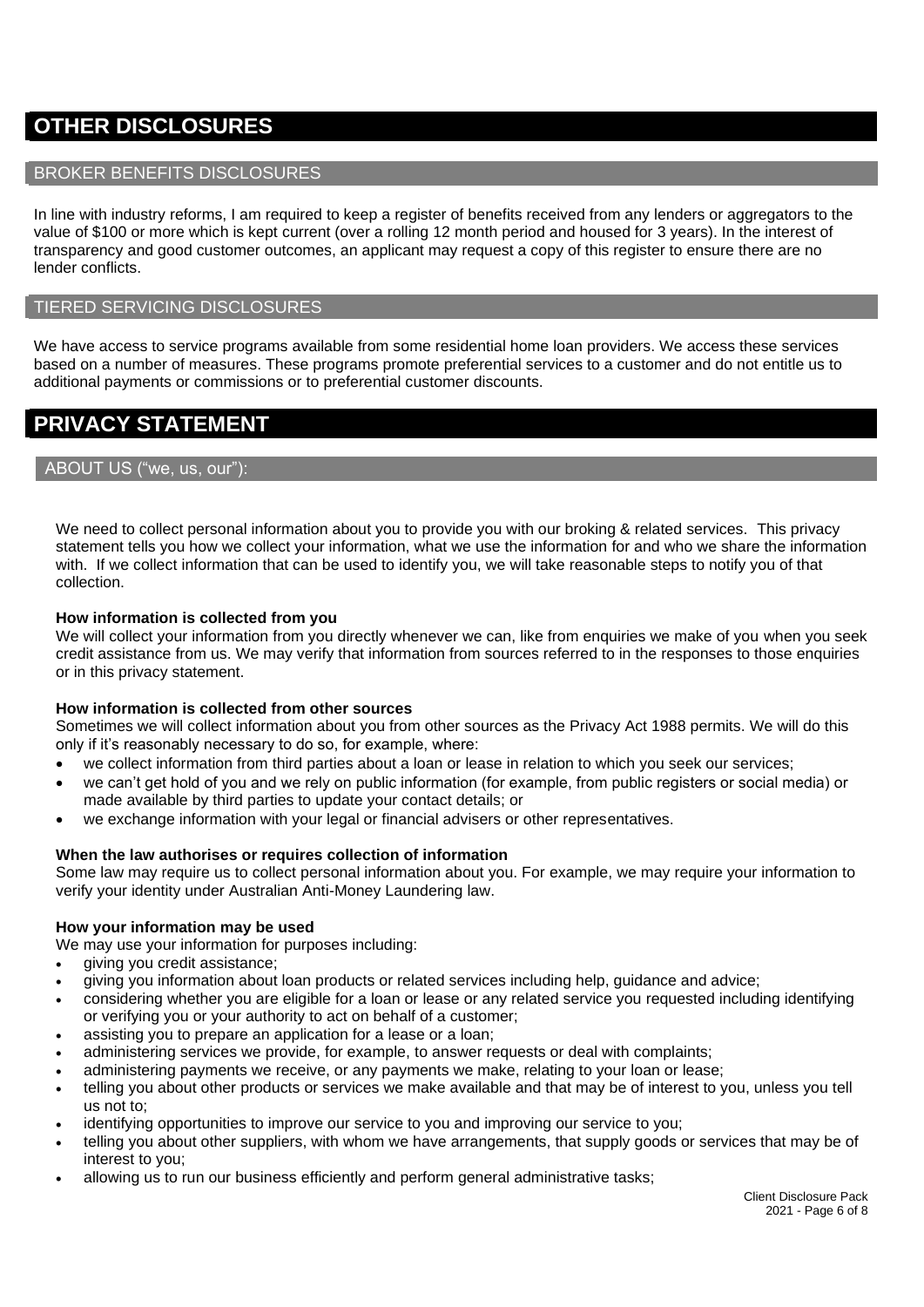# OTHER DISCLOSURES

## BROKER BENEFITS DISCLOSURES

In line with industry reforms, I am required to keep a register of benefits received from any lenders or aggregators to the value of $100 or more which is kept current (over a rolling 12 month period and housed for 3 years). In the interest of transparency and good customer outcomes, an applicant may request a copy of this register to ensure there are no lender conflicts.

## TIERED SERVICING DISCLOSURES

We have access to service programs available from some residential home loan providers. We access these services based on a number of measures. These programs promote preferential services to a customer and do not entitle us to additional payments or commissions or to preferential customer discounts.

# PRIVACY STATEMENT

## ABOUT US ("we, us, our"):

We need to collect personal information about you to provide you with our broking & related services. This privacy statement tells you how we collect your information, what we use the information for and who we share the information with. If we collect information that can be used to identify you, we will take reasonable steps to notify you of that collection.

**How information is collected from you**

We will collect your information from you directly whenever we can, like from enquiries we make of you when you seek credit assistance from us. We may verify that information from sources referred to in the responses to those enquiries or in this privacy statement.

**How information is collected from other sources**

Sometimes we will collect information about you from other sources as the Privacy Act 1988 permits. We will do this only if it's reasonably necessary to do so, for example, where:

- we collect information from third parties about a loan or lease in relation to which you seek our services;
- we can't get hold of you and we rely on public information (for example, from public registers or social media) or made available by third parties to update your contact details; or
- we exchange information with your legal or financial advisers or other representatives.

**When the law authorises or requires collection of information**

Some law may require us to collect personal information about you. For example, we may require your information to verify your identity under Australian Anti-Money Laundering law.

**How your information may be used**

We may use your information for purposes including:

- giving you credit assistance;
- giving you information about loan products or related services including help, guidance and advice;
- considering whether you are eligible for a loan or lease or any related service you requested including identifying or verifying you or your authority to act on behalf of a customer;
- assisting you to prepare an application for a lease or a loan;
- administering services we provide, for example, to answer requests or deal with complaints;
- administering payments we receive, or any payments we make, relating to your loan or lease;
- telling you about other products or services we make available and that may be of interest to you, unless you tell us not to;
- identifying opportunities to improve our service to you and improving our service to you;
- telling you about other suppliers, with whom we have arrangements, that supply goods or services that may be of interest to you;
- allowing us to run our business efficiently and perform general administrative tasks;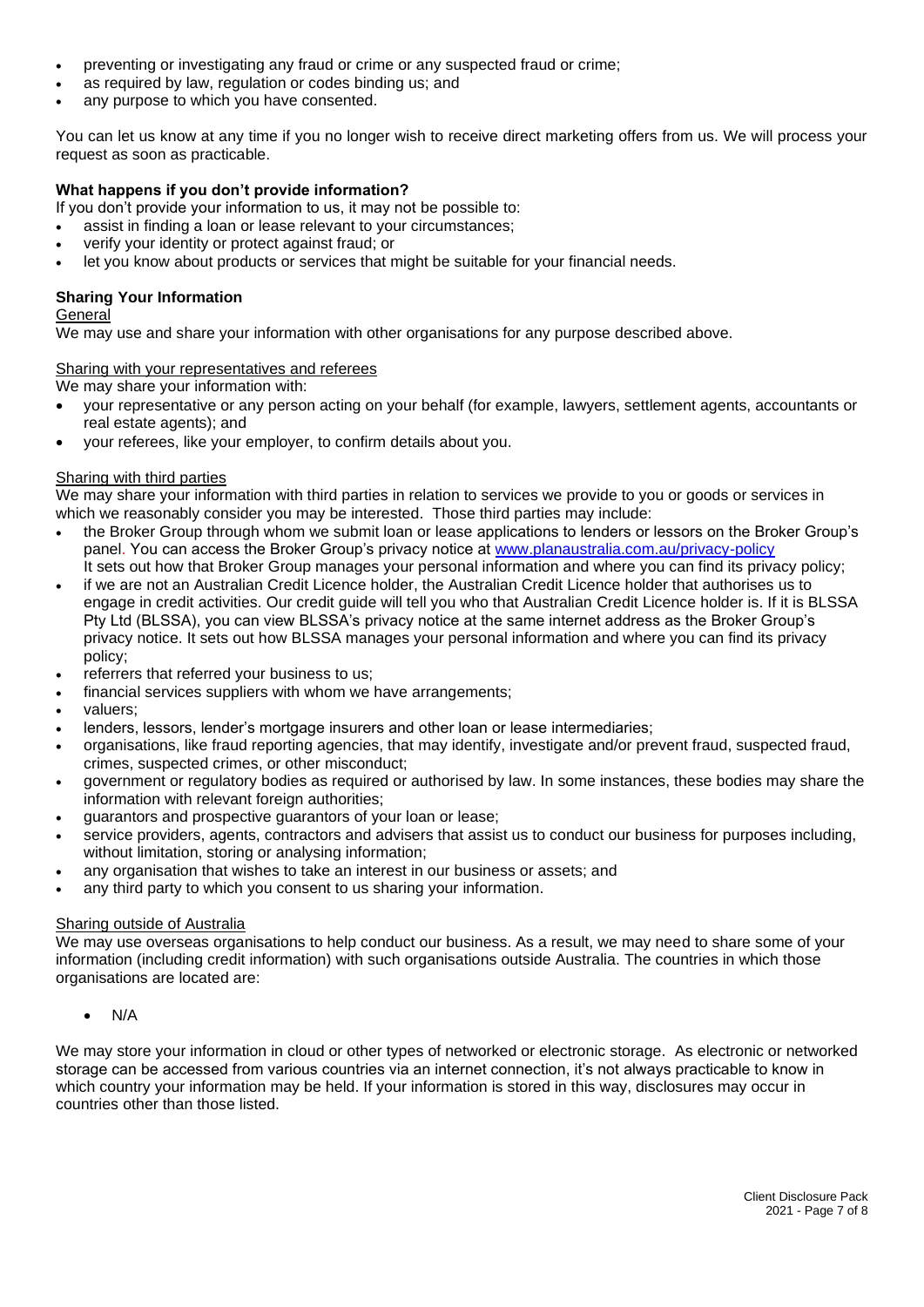- preventing or investigating any fraud or crime or any suspected fraud or crime;
- as required by law, regulation or codes binding us; and
- any purpose to which you have consented.

You can let us know at any time if you no longer wish to receive direct marketing offers from us. We will process your request as soon as practicable.

**What happens if you don't provide information?**

If you don't provide your information to us, it may not be possible to:

- assist in finding a loan or lease relevant to your circumstances;
- verify your identity or protect against fraud; or
- let you know about products or services that might be suitable for your financial needs.

**Sharing Your Information**

General

We may use and share your information with other organisations for any purpose described above.

Sharing with your representatives and referees

We may share your information with:

- your representative or any person acting on your behalf (for example, lawyers, settlement agents, accountants or real estate agents); and
- your referees, like your employer, to confirm details about you.

Sharing with third parties

We may share your information with third parties in relation to services we provide to you or goods or services in which we reasonably consider you may be interested. Those third parties may include:

- the Broker Group through whom we submit loan or lease applications to lenders or lessors on the Broker Group's panel. You can access the Broker Group's privacy notice at [www.planaustralia.com.au/privacy-policy](www.planaustralia.com.au/privacy-policy) It sets out how that Broker Group manages your personal information and where you can find its privacy policy;
- if we are not an Australian Credit Licence holder, the Australian Credit Licence holder that authorises us to engage in credit activities. Our credit guide will tell you who that Australian Credit Licence holder is. If it is BLSSA Pty Ltd (BLSSA), you can view BLSSA's privacy notice at the same internet address as the Broker Group's privacy notice. It sets out how BLSSA manages your personal information and where you can find its privacy policy;
- referrers that referred your business to us;
- financial services suppliers with whom we have arrangements;
- valuers;
- lenders, lessors, lender's mortgage insurers and other loan or lease intermediaries;
- organisations, like fraud reporting agencies, that may identify, investigate and/or prevent fraud, suspected fraud, crimes, suspected crimes, or other misconduct;
- government or regulatory bodies as required or authorised by law. In some instances, these bodies may share the information with relevant foreign authorities;
- guarantors and prospective guarantors of your loan or lease;
- service providers, agents, contractors and advisers that assist us to conduct our business for purposes including, without limitation, storing or analysing information;
- any organisation that wishes to take an interest in our business or assets; and
- any third party to which you consent to us sharing your information.

Sharing outside of Australia

We may use overseas organisations to help conduct our business. As a result, we may need to share some of your information (including credit information) with such organisations outside Australia. The countries in which those organisations are located are:

- N/A

We may store your information in cloud or other types of networked or electronic storage. As electronic or networked storage can be accessed from various countries via an internet connection, it's not always practicable to know in which country your information may be held. If your information is stored in this way, disclosures may occur in countries other than those listed.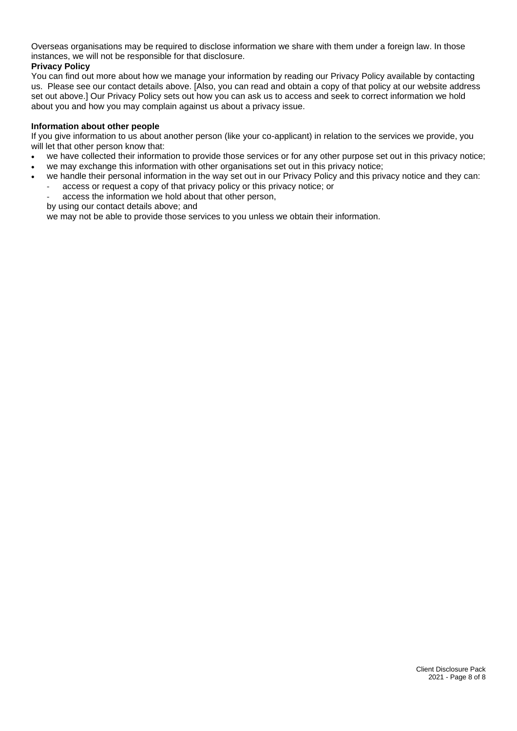Overseas organisations may be required to disclose information we share with them under a foreign law. In those instances, we will not be responsible for that disclosure.

**Privacy Policy**

You can find out more about how we manage your information by reading our Privacy Policy available by contacting us. Please see our contact details above. [Also, you can read and obtain a copy of that policy at our website address set out above.] Our Privacy Policy sets out how you can ask us to access and seek to correct information we hold about you and how you may complain against us about a privacy issue.

**Information about other people**

If you give information to us about another person (like your co-applicant) in relation to the services we provide, you will let that other person know that:

- we have collected their information to provide those services or for any other purpose set out in this privacy notice;
- we may exchange this information with other organisations set out in this privacy notice;
- we handle their personal information in the way set out in our Privacy Policy and this privacy notice and they can:
  - access or request a copy of that privacy policy or this privacy notice; or
  - access the information we hold about that other person,

  by using our contact details above; and

  we may not be able to provide those services to you unless we obtain their information.